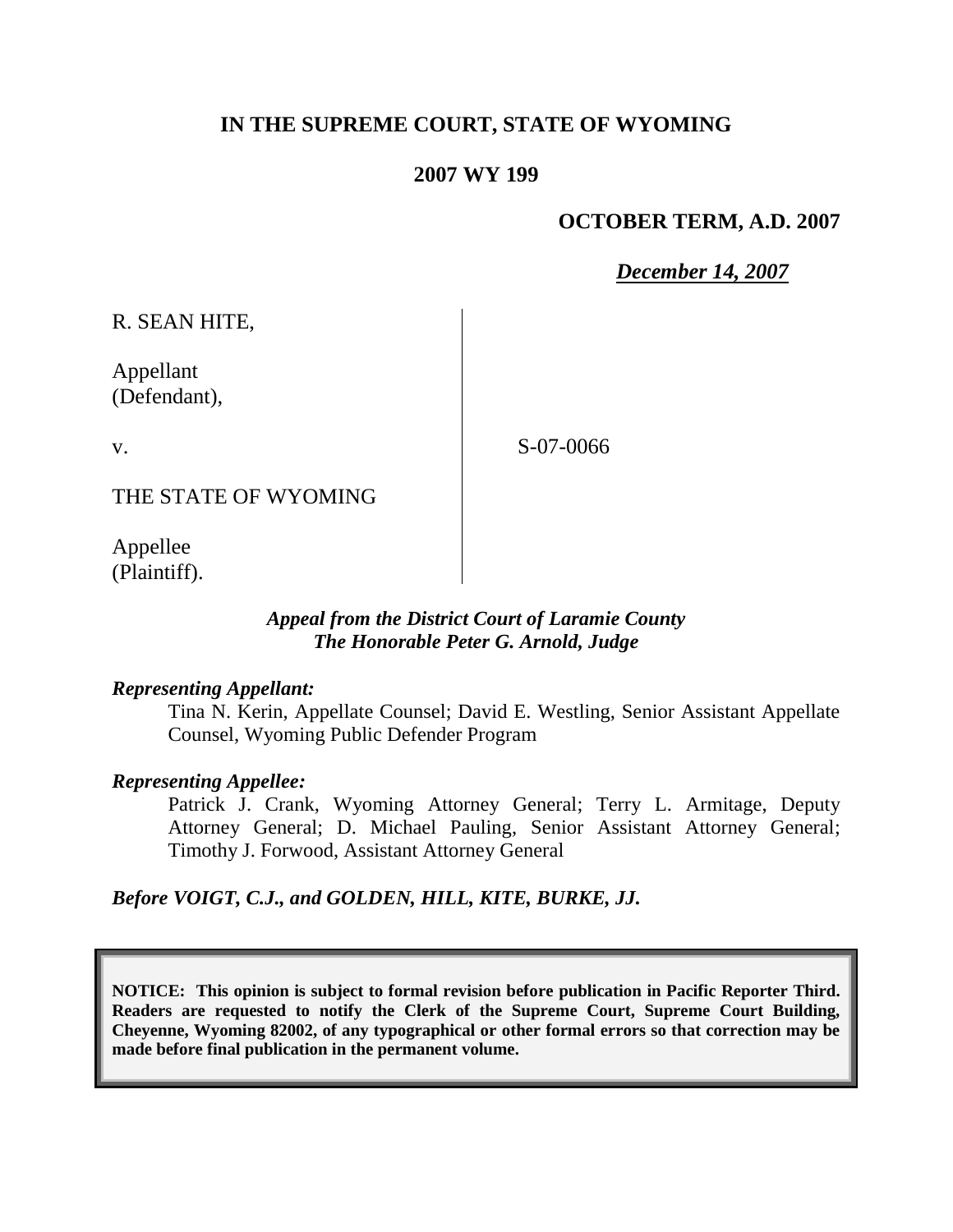# IN THE SUPREME COURT, STATE OF WYOMING

## 2007 WY 199

**OCTOBER TERM, A.D. 2007**

***December 14, 2007***

R. SEAN HITE,

Appellant
(Defendant),

v.

S-07-0066

THE STATE OF WYOMING

Appellee
(Plaintiff).

***Appeal from the District Court of Laramie County***
***The Honorable Peter G. Arnold, Judge***

***Representing Appellant:***

Tina N. Kerin, Appellate Counsel; David E. Westling, Senior Assistant Appellate Counsel, Wyoming Public Defender Program

***Representing Appellee:***

Patrick J. Crank, Wyoming Attorney General; Terry L. Armitage, Deputy Attorney General; D. Michael Pauling, Senior Assistant Attorney General; Timothy J. Forwood, Assistant Attorney General

***Before VOIGT, C.J., and GOLDEN, HILL, KITE, BURKE, JJ.***

**NOTICE: This opinion is subject to formal revision before publication in Pacific Reporter Third. Readers are requested to notify the Clerk of the Supreme Court, Supreme Court Building, Cheyenne, Wyoming 82002, of any typographical or other formal errors so that correction may be made before final publication in the permanent volume.**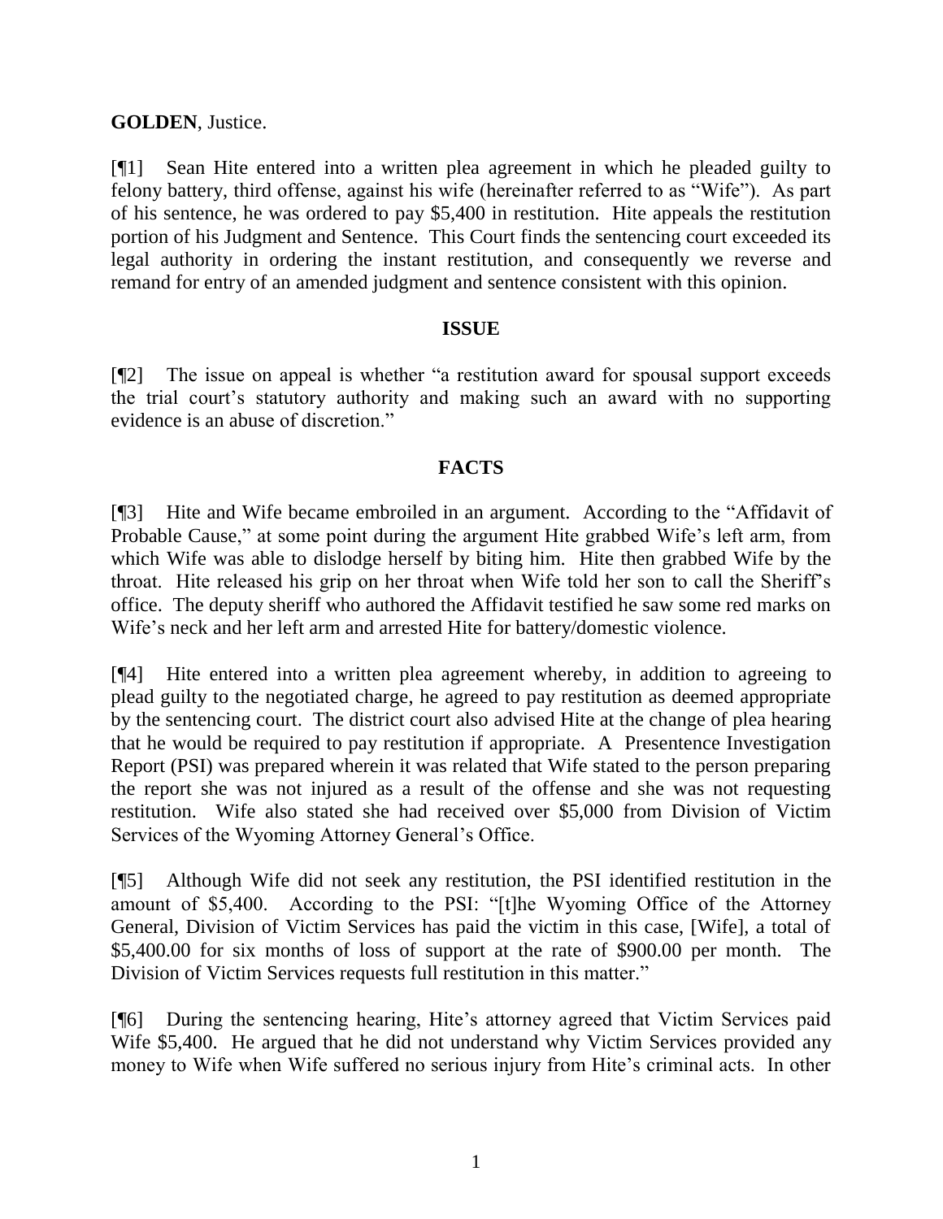**GOLDEN**, Justice.

[¶1] Sean Hite entered into a written plea agreement in which he pleaded guilty to felony battery, third offense, against his wife (hereinafter referred to as "Wife"). As part of his sentence, he was ordered to pay $5,400 in restitution. Hite appeals the restitution portion of his Judgment and Sentence. This Court finds the sentencing court exceeded its legal authority in ordering the instant restitution, and consequently we reverse and remand for entry of an amended judgment and sentence consistent with this opinion.

## ISSUE

[¶2] The issue on appeal is whether "a restitution award for spousal support exceeds the trial court's statutory authority and making such an award with no supporting evidence is an abuse of discretion."

## FACTS

[¶3] Hite and Wife became embroiled in an argument. According to the "Affidavit of Probable Cause," at some point during the argument Hite grabbed Wife's left arm, from which Wife was able to dislodge herself by biting him. Hite then grabbed Wife by the throat. Hite released his grip on her throat when Wife told her son to call the Sheriff's office. The deputy sheriff who authored the Affidavit testified he saw some red marks on Wife's neck and her left arm and arrested Hite for battery/domestic violence.

[¶4] Hite entered into a written plea agreement whereby, in addition to agreeing to plead guilty to the negotiated charge, he agreed to pay restitution as deemed appropriate by the sentencing court. The district court also advised Hite at the change of plea hearing that he would be required to pay restitution if appropriate. A Presentence Investigation Report (PSI) was prepared wherein it was related that Wife stated to the person preparing the report she was not injured as a result of the offense and she was not requesting restitution. Wife also stated she had received over $5,000 from Division of Victim Services of the Wyoming Attorney General's Office.

[¶5] Although Wife did not seek any restitution, the PSI identified restitution in the amount of $5,400. According to the PSI: "[t]he Wyoming Office of the Attorney General, Division of Victim Services has paid the victim in this case, [Wife], a total of $5,400.00 for six months of loss of support at the rate of $900.00 per month. The Division of Victim Services requests full restitution in this matter."

[¶6] During the sentencing hearing, Hite's attorney agreed that Victim Services paid Wife $5,400. He argued that he did not understand why Victim Services provided any money to Wife when Wife suffered no serious injury from Hite's criminal acts. In other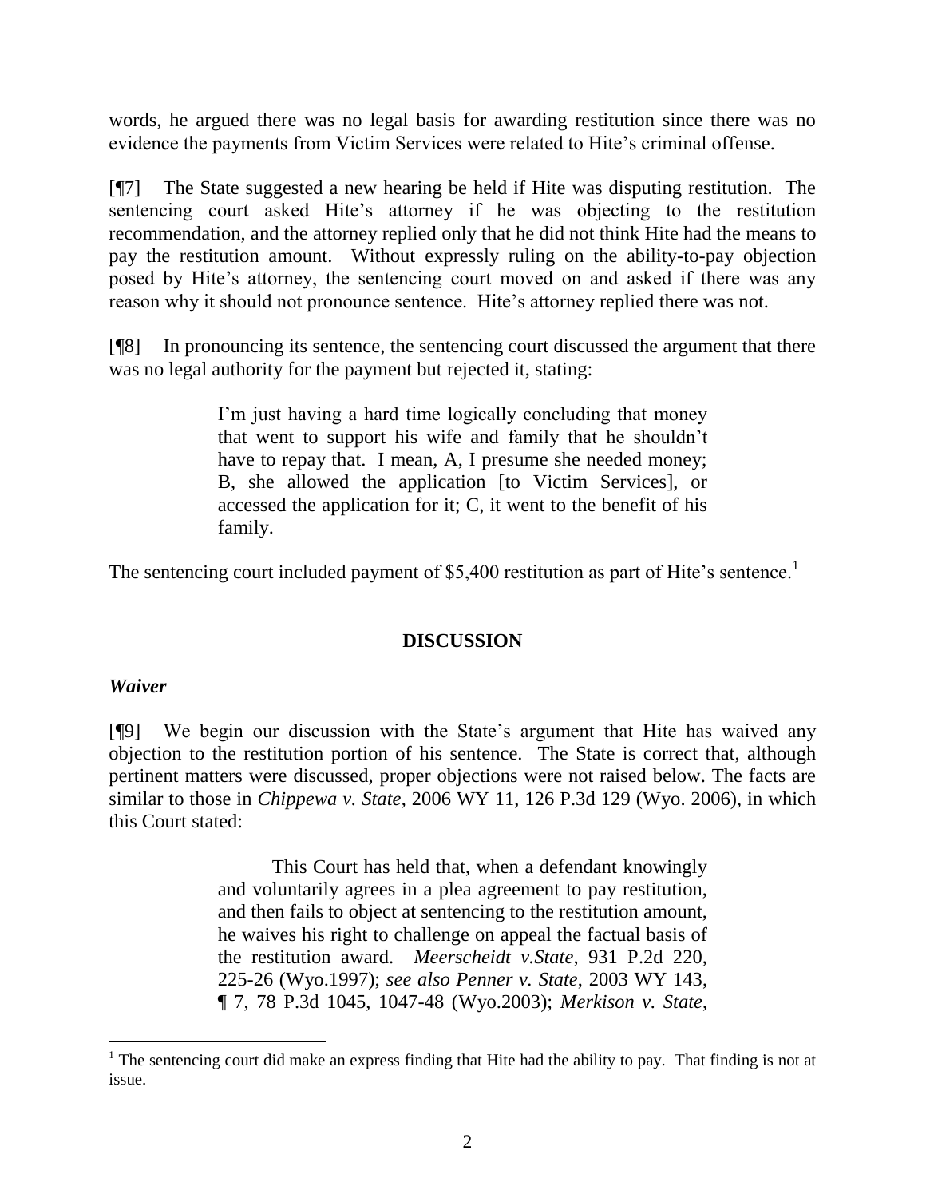words, he argued there was no legal basis for awarding restitution since there was no evidence the payments from Victim Services were related to Hite's criminal offense.

[¶7] The State suggested a new hearing be held if Hite was disputing restitution. The sentencing court asked Hite's attorney if he was objecting to the restitution recommendation, and the attorney replied only that he did not think Hite had the means to pay the restitution amount. Without expressly ruling on the ability-to-pay objection posed by Hite's attorney, the sentencing court moved on and asked if there was any reason why it should not pronounce sentence. Hite's attorney replied there was not.

[¶8] In pronouncing its sentence, the sentencing court discussed the argument that there was no legal authority for the payment but rejected it, stating:

> I'm just having a hard time logically concluding that money that went to support his wife and family that he shouldn't have to repay that. I mean, A, I presume she needed money; B, she allowed the application [to Victim Services], or accessed the application for it; C, it went to the benefit of his family.

The sentencing court included payment of $5,400 restitution as part of Hite's sentence.[1]

## DISCUSSION

### *Waiver*

[¶9] We begin our discussion with the State's argument that Hite has waived any objection to the restitution portion of his sentence. The State is correct that, although pertinent matters were discussed, proper objections were not raised below. The facts are similar to those in *Chippewa v. State*, 2006 WY 11, 126 P.3d 129 (Wyo. 2006), in which this Court stated:

> This Court has held that, when a defendant knowingly and voluntarily agrees in a plea agreement to pay restitution, and then fails to object at sentencing to the restitution amount, he waives his right to challenge on appeal the factual basis of the restitution award. *Meerscheidt v.State*, 931 P.2d 220, 225-26 (Wyo.1997); *see also Penner v. State*, 2003 WY 143, ¶ 7, 78 P.3d 1045, 1047-48 (Wyo.2003); *Merkison v. State*,

[1] The sentencing court did make an express finding that Hite had the ability to pay. That finding is not at issue.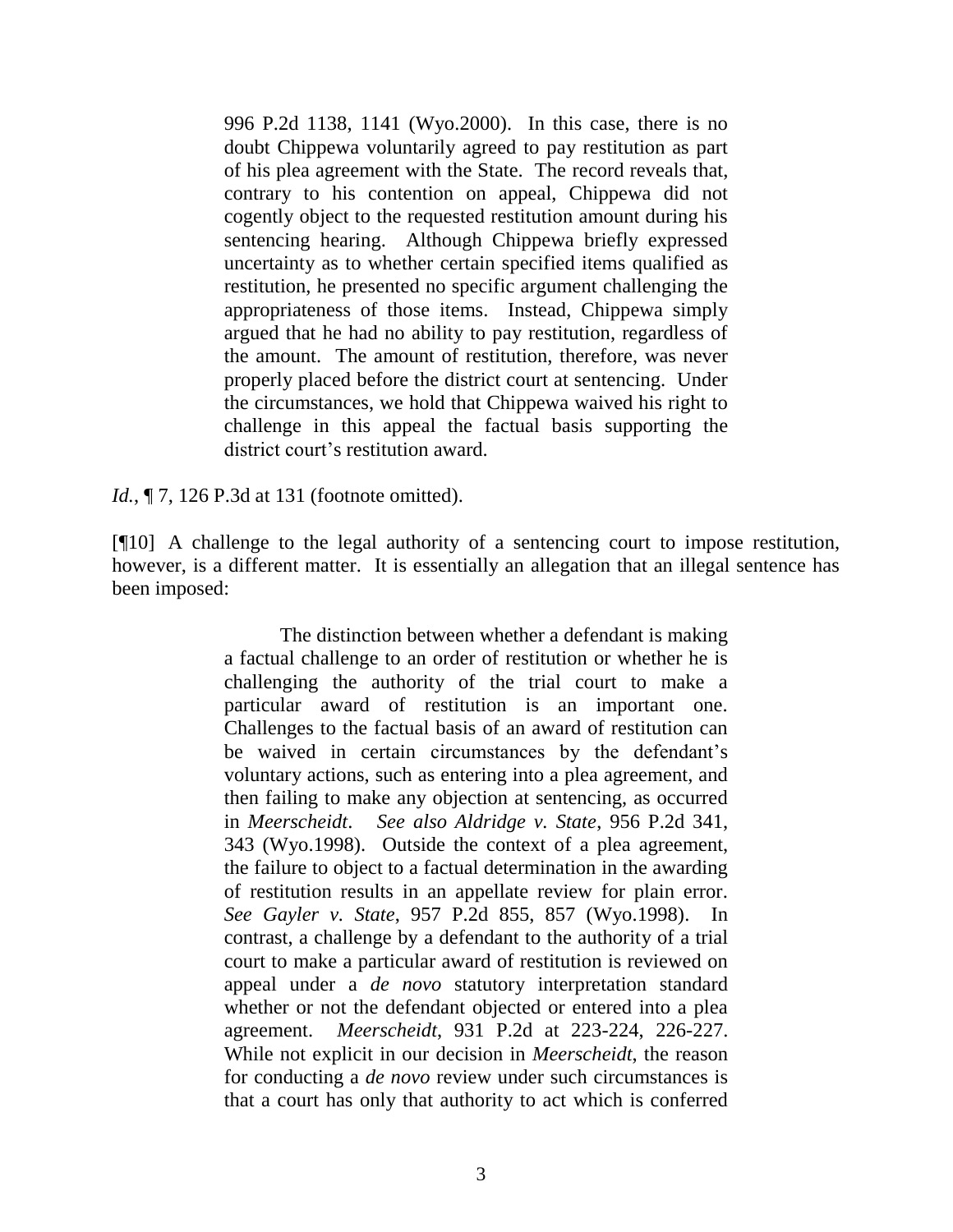> 996 P.2d 1138, 1141 (Wyo.2000). In this case, there is no doubt Chippewa voluntarily agreed to pay restitution as part of his plea agreement with the State. The record reveals that, contrary to his contention on appeal, Chippewa did not cogently object to the requested restitution amount during his sentencing hearing. Although Chippewa briefly expressed uncertainty as to whether certain specified items qualified as restitution, he presented no specific argument challenging the appropriateness of those items. Instead, Chippewa simply argued that he had no ability to pay restitution, regardless of the amount. The amount of restitution, therefore, was never properly placed before the district court at sentencing. Under the circumstances, we hold that Chippewa waived his right to challenge in this appeal the factual basis supporting the district court's restitution award.

*Id.*, ¶ 7, 126 P.3d at 131 (footnote omitted).

[¶10] A challenge to the legal authority of a sentencing court to impose restitution, however, is a different matter. It is essentially an allegation that an illegal sentence has been imposed:

> The distinction between whether a defendant is making a factual challenge to an order of restitution or whether he is challenging the authority of the trial court to make a particular award of restitution is an important one. Challenges to the factual basis of an award of restitution can be waived in certain circumstances by the defendant's voluntary actions, such as entering into a plea agreement, and then failing to make any objection at sentencing, as occurred in *Meerscheidt*. *See also Aldridge v. State*, 956 P.2d 341, 343 (Wyo.1998). Outside the context of a plea agreement, the failure to object to a factual determination in the awarding of restitution results in an appellate review for plain error. *See Gayler v. State*, 957 P.2d 855, 857 (Wyo.1998). In contrast, a challenge by a defendant to the authority of a trial court to make a particular award of restitution is reviewed on appeal under a *de novo* statutory interpretation standard whether or not the defendant objected or entered into a plea agreement. *Meerscheidt*, 931 P.2d at 223-224, 226-227. While not explicit in our decision in *Meerscheidt*, the reason for conducting a *de novo* review under such circumstances is that a court has only that authority to act which is conferred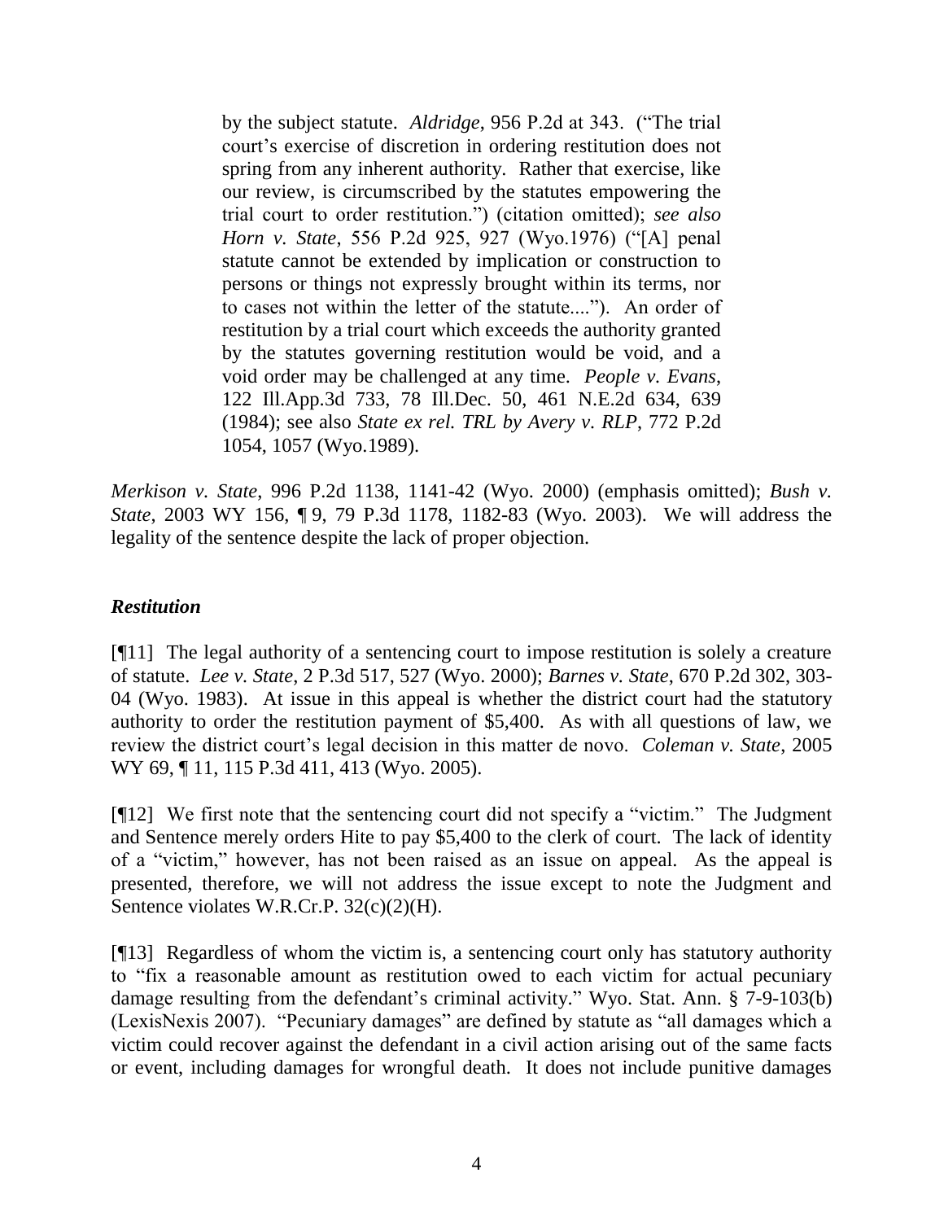> by the subject statute. *Aldridge*, 956 P.2d at 343. ("The trial court's exercise of discretion in ordering restitution does not spring from any inherent authority. Rather that exercise, like our review, is circumscribed by the statutes empowering the trial court to order restitution.") (citation omitted); *see also Horn v. State*, 556 P.2d 925, 927 (Wyo.1976) ("[A] penal statute cannot be extended by implication or construction to persons or things not expressly brought within its terms, nor to cases not within the letter of the statute...."). An order of restitution by a trial court which exceeds the authority granted by the statutes governing restitution would be void, and a void order may be challenged at any time. *People v. Evans*, 122 Ill.App.3d 733, 78 Ill.Dec. 50, 461 N.E.2d 634, 639 (1984); see also *State ex rel. TRL by Avery v. RLP*, 772 P.2d 1054, 1057 (Wyo.1989).

*Merkison v. State*, 996 P.2d 1138, 1141-42 (Wyo. 2000) (emphasis omitted); *Bush v. State*, 2003 WY 156, ¶ 9, 79 P.3d 1178, 1182-83 (Wyo. 2003). We will address the legality of the sentence despite the lack of proper objection.

### ***Restitution***

[¶11] The legal authority of a sentencing court to impose restitution is solely a creature of statute. *Lee v. State*, 2 P.3d 517, 527 (Wyo. 2000); *Barnes v. State*, 670 P.2d 302, 303-04 (Wyo. 1983). At issue in this appeal is whether the district court had the statutory authority to order the restitution payment of $5,400. As with all questions of law, we review the district court's legal decision in this matter de novo. *Coleman v. State*, 2005 WY 69, ¶ 11, 115 P.3d 411, 413 (Wyo. 2005).

[¶12] We first note that the sentencing court did not specify a "victim." The Judgment and Sentence merely orders Hite to pay $5,400 to the clerk of court. The lack of identity of a "victim," however, has not been raised as an issue on appeal. As the appeal is presented, therefore, we will not address the issue except to note the Judgment and Sentence violates W.R.Cr.P. 32(c)(2)(H).

[¶13] Regardless of whom the victim is, a sentencing court only has statutory authority to "fix a reasonable amount as restitution owed to each victim for actual pecuniary damage resulting from the defendant's criminal activity." Wyo. Stat. Ann. § 7-9-103(b) (LexisNexis 2007). "Pecuniary damages" are defined by statute as "all damages which a victim could recover against the defendant in a civil action arising out of the same facts or event, including damages for wrongful death. It does not include punitive damages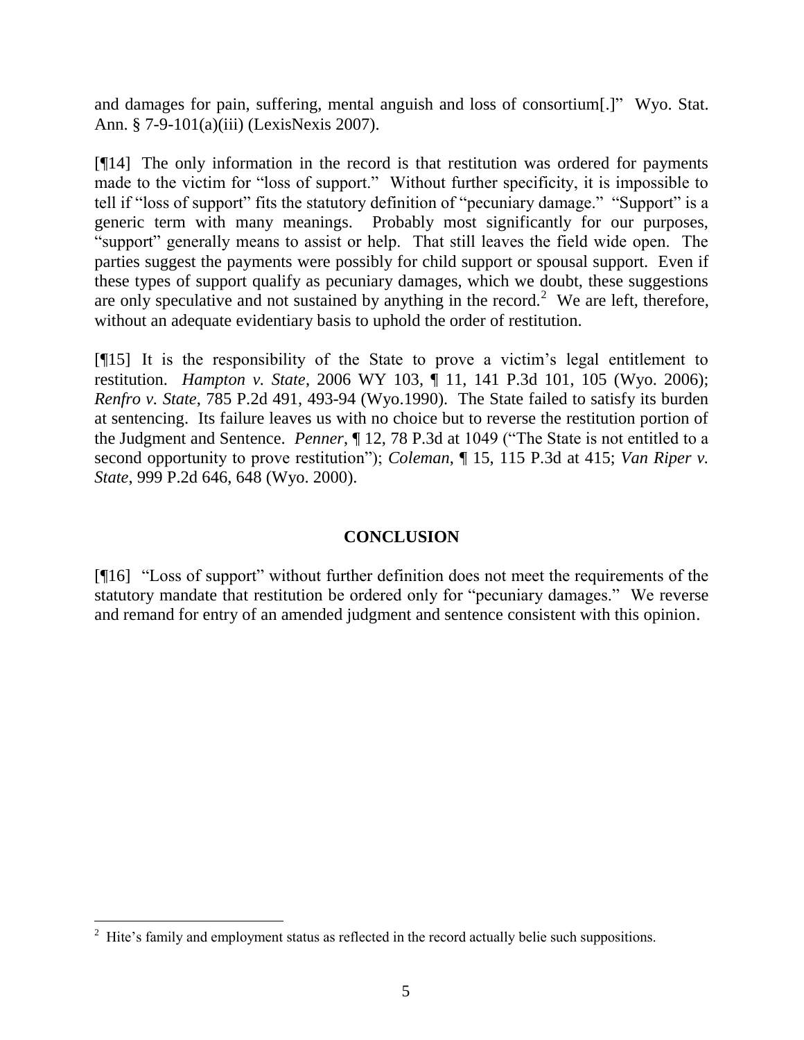and damages for pain, suffering, mental anguish and loss of consortium[.]" Wyo. Stat. Ann. § 7-9-101(a)(iii) (LexisNexis 2007).

[¶14] The only information in the record is that restitution was ordered for payments made to the victim for "loss of support." Without further specificity, it is impossible to tell if "loss of support" fits the statutory definition of "pecuniary damage." "Support" is a generic term with many meanings. Probably most significantly for our purposes, "support" generally means to assist or help. That still leaves the field wide open. The parties suggest the payments were possibly for child support or spousal support. Even if these types of support qualify as pecuniary damages, which we doubt, these suggestions are only speculative and not sustained by anything in the record.[2] We are left, therefore, without an adequate evidentiary basis to uphold the order of restitution.

[¶15] It is the responsibility of the State to prove a victim's legal entitlement to restitution. *Hampton v. State*, 2006 WY 103, ¶ 11, 141 P.3d 101, 105 (Wyo. 2006); *Renfro v. State*, 785 P.2d 491, 493-94 (Wyo.1990). The State failed to satisfy its burden at sentencing. Its failure leaves us with no choice but to reverse the restitution portion of the Judgment and Sentence. *Penner*, ¶ 12, 78 P.3d at 1049 ("The State is not entitled to a second opportunity to prove restitution"); *Coleman*, ¶ 15, 115 P.3d at 415; *Van Riper v. State*, 999 P.2d 646, 648 (Wyo. 2000).

## CONCLUSION

[¶16] "Loss of support" without further definition does not meet the requirements of the statutory mandate that restitution be ordered only for "pecuniary damages." We reverse and remand for entry of an amended judgment and sentence consistent with this opinion.

---

[2] Hite's family and employment status as reflected in the record actually belie such suppositions.